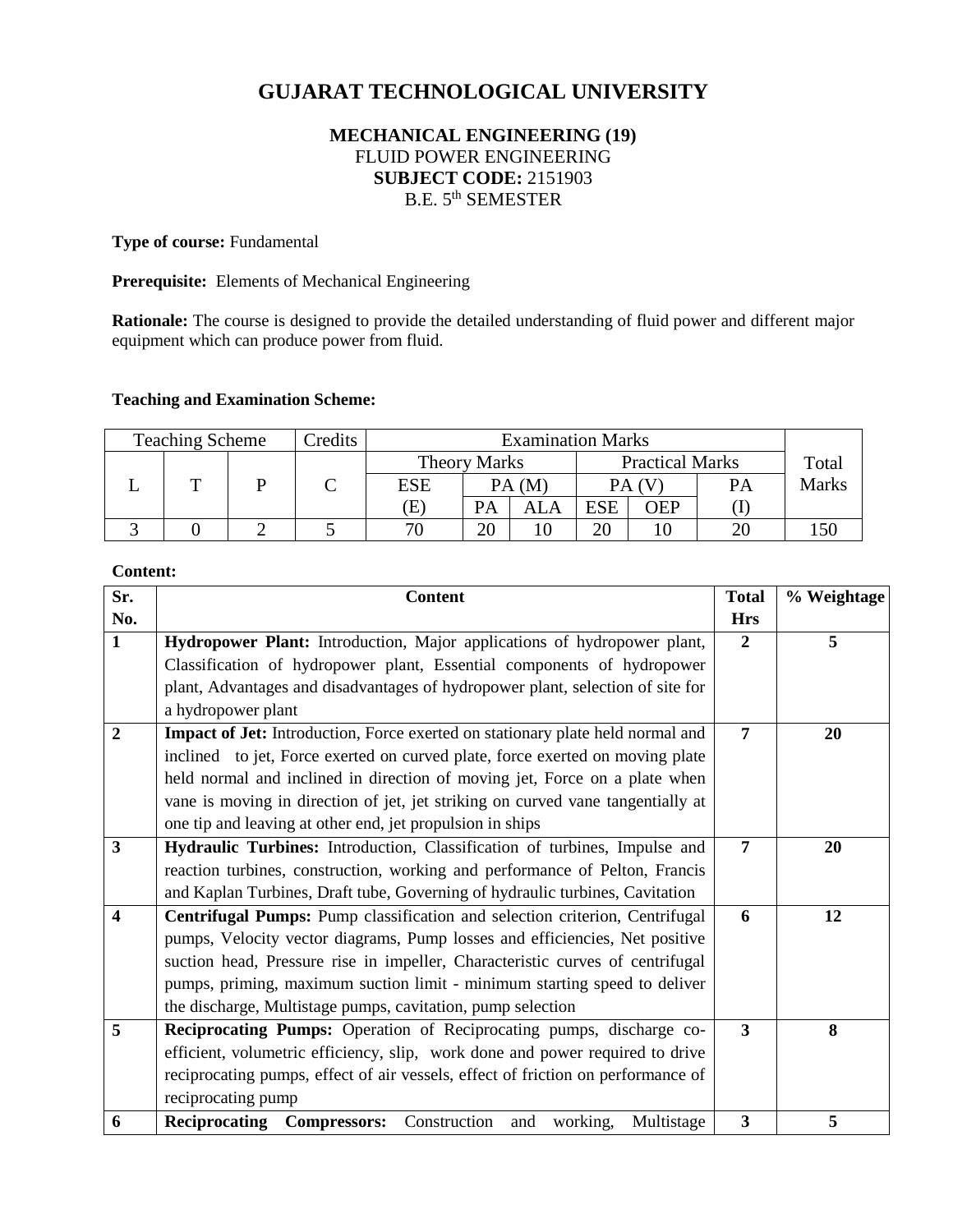# GUJARAT TECHNOLOGICAL UNIVERSITY

**MECHANICAL ENGINEERING (19)**
FLUID POWER ENGINEERING
**SUBJECT CODE:** 2151903
B.E. 5th SEMESTER

**Type of course:** Fundamental

**Prerequisite:** Elements of Mechanical Engineering

**Rationale:** The course is designed to provide the detailed understanding of fluid power and different major equipment which can produce power from fluid.

**Teaching and Examination Scheme:**

| Teaching Scheme | | | Credits | Examination Marks | | | | | | Total Marks |
|---|---|---|---|---|---|---|---|---|---|---|
| | | | | Theory Marks | | | Practical Marks | | | |
| L | T | P | C | ESE | PA (M) | | PA (V) | | PA | |
| | | | | (E) | PA | ALA | ESE | OEP | (I) | |
| 3 | 0 | 2 | 5 | 70 | 20 | 10 | 20 | 10 | 20 | 150 |

**Content:**

| Sr. No. | Content | Total Hrs | % Weightage |
|---|---|---|---|
| **1** | **Hydropower Plant:** Introduction, Major applications of hydropower plant, Classification of hydropower plant, Essential components of hydropower plant, Advantages and disadvantages of hydropower plant, selection of site for a hydropower plant | **2** | **5** |
| **2** | **Impact of Jet:** Introduction, Force exerted on stationary plate held normal and inclined to jet, Force exerted on curved plate, force exerted on moving plate held normal and inclined in direction of moving jet, Force on a plate when vane is moving in direction of jet, jet striking on curved vane tangentially at one tip and leaving at other end, jet propulsion in ships | **7** | **20** |
| **3** | **Hydraulic Turbines:** Introduction, Classification of turbines, Impulse and reaction turbines, construction, working and performance of Pelton, Francis and Kaplan Turbines, Draft tube, Governing of hydraulic turbines, Cavitation | **7** | **20** |
| **4** | **Centrifugal Pumps:** Pump classification and selection criterion, Centrifugal pumps, Velocity vector diagrams, Pump losses and efficiencies, Net positive suction head, Pressure rise in impeller, Characteristic curves of centrifugal pumps, priming, maximum suction limit - minimum starting speed to deliver the discharge, Multistage pumps, cavitation, pump selection | **6** | **12** |
| **5** | **Reciprocating Pumps:** Operation of Reciprocating pumps, discharge co-efficient, volumetric efficiency, slip, work done and power required to drive reciprocating pumps, effect of air vessels, effect of friction on performance of reciprocating pump | **3** | **8** |
| **6** | **Reciprocating Compressors:** Construction and working, Multistage | **3** | **5** |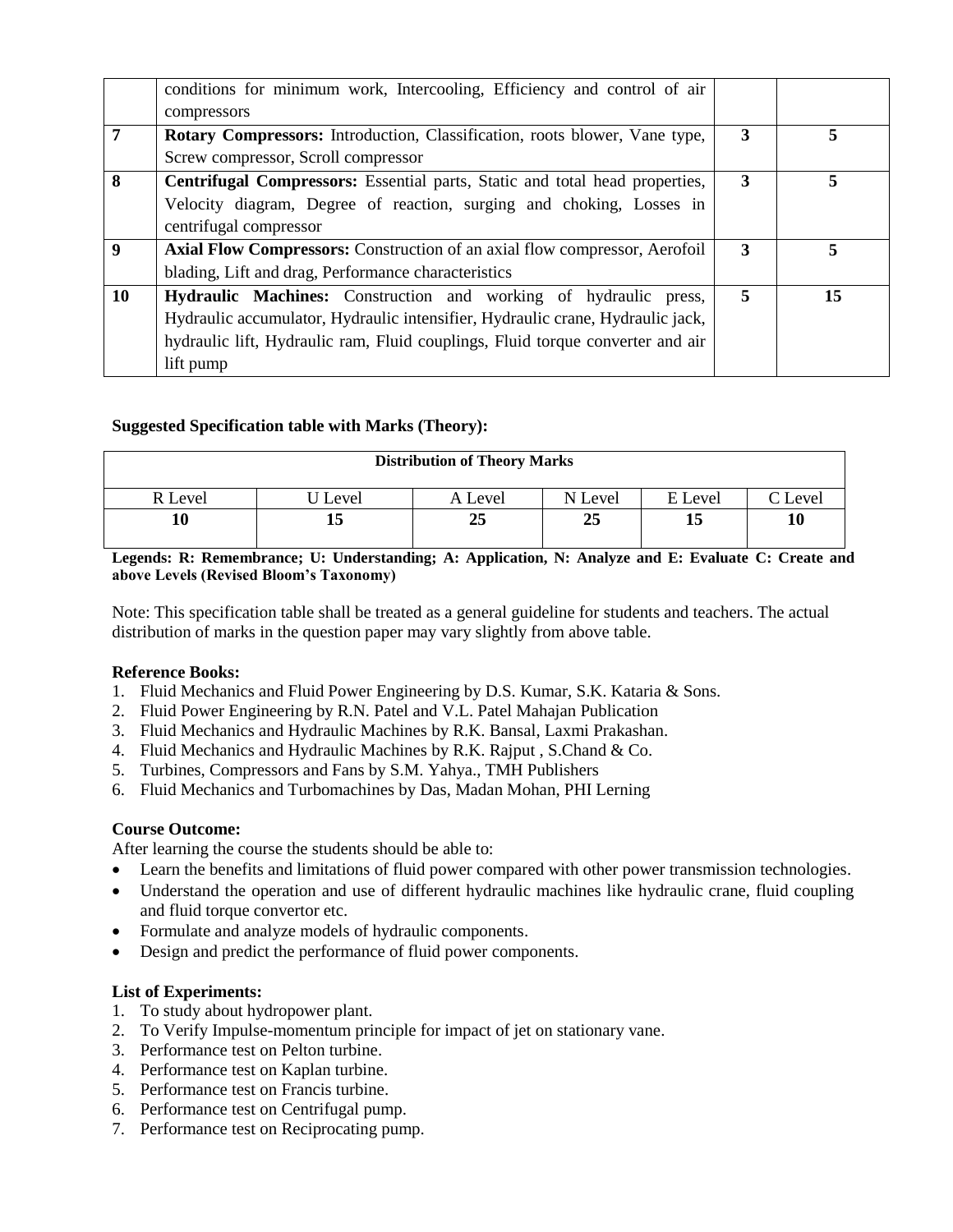|  | conditions for minimum work, Intercooling, Efficiency and control of air compressors |  |  |
|---|---|---|---|
| 7 | **Rotary Compressors:** Introduction, Classification, roots blower, Vane type, Screw compressor, Scroll compressor | 3 | 5 |
| 8 | **Centrifugal Compressors:** Essential parts, Static and total head properties, Velocity diagram, Degree of reaction, surging and choking, Losses in centrifugal compressor | 3 | 5 |
| 9 | **Axial Flow Compressors:** Construction of an axial flow compressor, Aerofoil blading, Lift and drag, Performance characteristics | 3 | 5 |
| 10 | **Hydraulic Machines:** Construction and working of hydraulic press, Hydraulic accumulator, Hydraulic intensifier, Hydraulic crane, Hydraulic jack, hydraulic lift, Hydraulic ram, Fluid couplings, Fluid torque converter and air lift pump | 5 | 15 |

**Suggested Specification table with Marks (Theory):**

| Distribution of Theory Marks | | | | | |
|---|---|---|---|---|---|
| R Level | U Level | A Level | N Level | E Level | C Level |
| **10** | **15** | **25** | **25** | **15** | **10** |

**Legends: R: Remembrance; U: Understanding; A: Application, N: Analyze and E: Evaluate C: Create and above Levels (Revised Bloom's Taxonomy)**

Note: This specification table shall be treated as a general guideline for students and teachers. The actual distribution of marks in the question paper may vary slightly from above table.

**Reference Books:**

1. Fluid Mechanics and Fluid Power Engineering by D.S. Kumar, S.K. Kataria & Sons.
2. Fluid Power Engineering by R.N. Patel and V.L. Patel Mahajan Publication
3. Fluid Mechanics and Hydraulic Machines by R.K. Bansal, Laxmi Prakashan.
4. Fluid Mechanics and Hydraulic Machines by R.K. Rajput , S.Chand & Co.
5. Turbines, Compressors and Fans by S.M. Yahya., TMH Publishers
6. Fluid Mechanics and Turbomachines by Das, Madan Mohan, PHI Lerning

**Course Outcome:**

After learning the course the students should be able to:

- Learn the benefits and limitations of fluid power compared with other power transmission technologies.
- Understand the operation and use of different hydraulic machines like hydraulic crane, fluid coupling and fluid torque convertor etc.
- Formulate and analyze models of hydraulic components.
- Design and predict the performance of fluid power components.

**List of Experiments:**

1. To study about hydropower plant.
2. To Verify Impulse-momentum principle for impact of jet on stationary vane.
3. Performance test on Pelton turbine.
4. Performance test on Kaplan turbine.
5. Performance test on Francis turbine.
6. Performance test on Centrifugal pump.
7. Performance test on Reciprocating pump.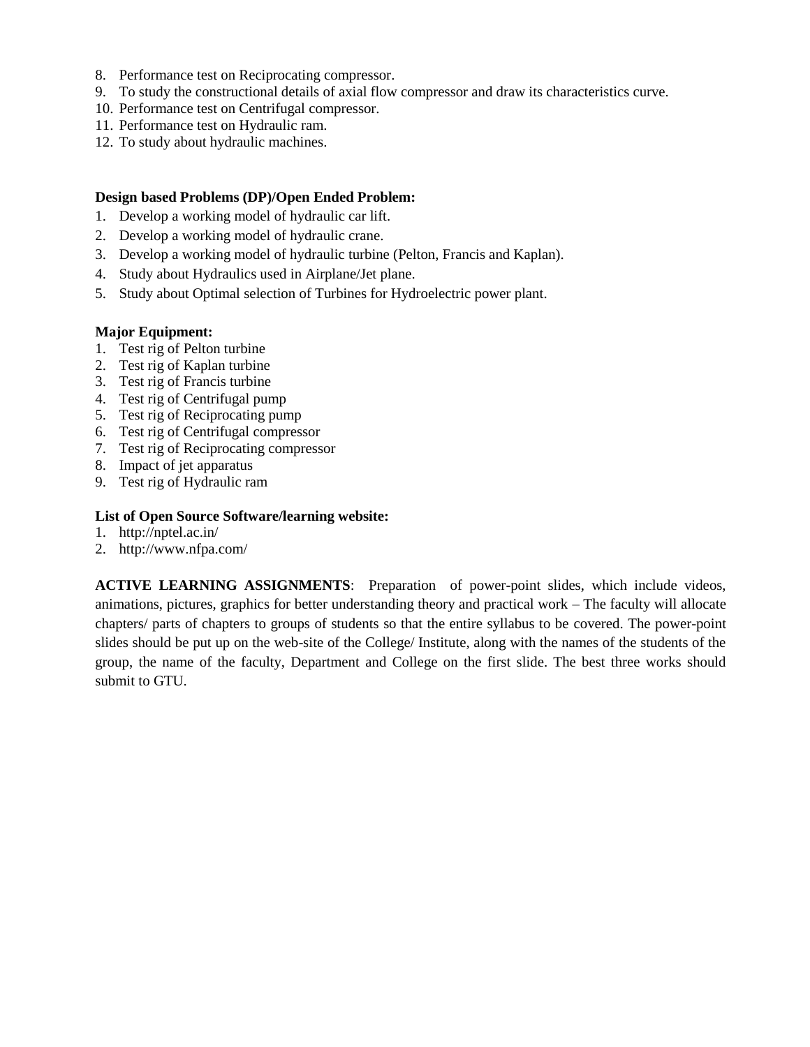8. Performance test on Reciprocating compressor.
9. To study the constructional details of axial flow compressor and draw its characteristics curve.
10. Performance test on Centrifugal compressor.
11. Performance test on Hydraulic ram.
12. To study about hydraulic machines.

**Design based Problems (DP)/Open Ended Problem:**

1. Develop a working model of hydraulic car lift.
2. Develop a working model of hydraulic crane.
3. Develop a working model of hydraulic turbine (Pelton, Francis and Kaplan).
4. Study about Hydraulics used in Airplane/Jet plane.
5. Study about Optimal selection of Turbines for Hydroelectric power plant.

**Major Equipment:**

1. Test rig of Pelton turbine
2. Test rig of Kaplan turbine
3. Test rig of Francis turbine
4. Test rig of Centrifugal pump
5. Test rig of Reciprocating pump
6. Test rig of Centrifugal compressor
7. Test rig of Reciprocating compressor
8. Impact of jet apparatus
9. Test rig of Hydraulic ram

**List of Open Source Software/learning website:**

1. http://nptel.ac.in/
2. http://www.nfpa.com/

**ACTIVE LEARNING ASSIGNMENTS**: Preparation of power-point slides, which include videos, animations, pictures, graphics for better understanding theory and practical work – The faculty will allocate chapters/ parts of chapters to groups of students so that the entire syllabus to be covered. The power-point slides should be put up on the web-site of the College/ Institute, along with the names of the students of the group, the name of the faculty, Department and College on the first slide. The best three works should submit to GTU.